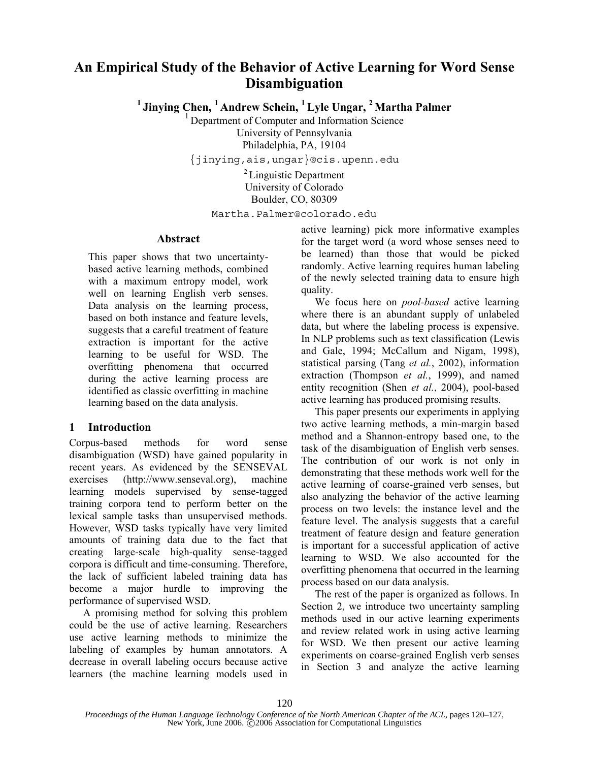# An Empirical Study of the Behavior of Active Learning for Word Sense Disambiguation

[1] Jinying Chen, [1] Andrew Schein, [1] Lyle Ungar, [2] Martha Palmer

[1] Department of Computer and Information Science
University of Pennsylvania
Philadelphia, PA, 19104
{jinying,ais,ungar}@cis.upenn.edu

[2] Linguistic Department
University of Colorado
Boulder, CO, 80309
Martha.Palmer@colorado.edu

## Abstract

This paper shows that two uncertainty-based active learning methods, combined with a maximum entropy model, work well on learning English verb senses. Data analysis on the learning process, based on both instance and feature levels, suggests that a careful treatment of feature extraction is important for the active learning to be useful for WSD. The overfitting phenomena that occurred during the active learning process are identified as classic overfitting in machine learning based on the data analysis.

## 1 Introduction

Corpus-based methods for word sense disambiguation (WSD) have gained popularity in recent years. As evidenced by the SENSEVAL exercises (http://www.senseval.org), machine learning models supervised by sense-tagged training corpora tend to perform better on the lexical sample tasks than unsupervised methods. However, WSD tasks typically have very limited amounts of training data due to the fact that creating large-scale high-quality sense-tagged corpora is difficult and time-consuming. Therefore, the lack of sufficient labeled training data has become a major hurdle to improving the performance of supervised WSD.

A promising method for solving this problem could be the use of active learning. Researchers use active learning methods to minimize the labeling of examples by human annotators. A decrease in overall labeling occurs because active learners (the machine learning models used in active learning) pick more informative examples for the target word (a word whose senses need to be learned) than those that would be picked randomly. Active learning requires human labeling of the newly selected training data to ensure high quality.

We focus here on *pool-based* active learning where there is an abundant supply of unlabeled data, but where the labeling process is expensive. In NLP problems such as text classification (Lewis and Gale, 1994; McCallum and Nigam, 1998), statistical parsing (Tang *et al.*, 2002), information extraction (Thompson *et al.*, 1999), and named entity recognition (Shen *et al.*, 2004), pool-based active learning has produced promising results.

This paper presents our experiments in applying two active learning methods, a min-margin based method and a Shannon-entropy based one, to the task of the disambiguation of English verb senses. The contribution of our work is not only in demonstrating that these methods work well for the active learning of coarse-grained verb senses, but also analyzing the behavior of the active learning process on two levels: the instance level and the feature level. The analysis suggests that a careful treatment of feature design and feature generation is important for a successful application of active learning to WSD. We also accounted for the overfitting phenomena that occurred in the learning process based on our data analysis.

The rest of the paper is organized as follows. In Section 2, we introduce two uncertainty sampling methods used in our active learning experiments and review related work in using active learning for WSD. We then present our active learning experiments on coarse-grained English verb senses in Section 3 and analyze the active learning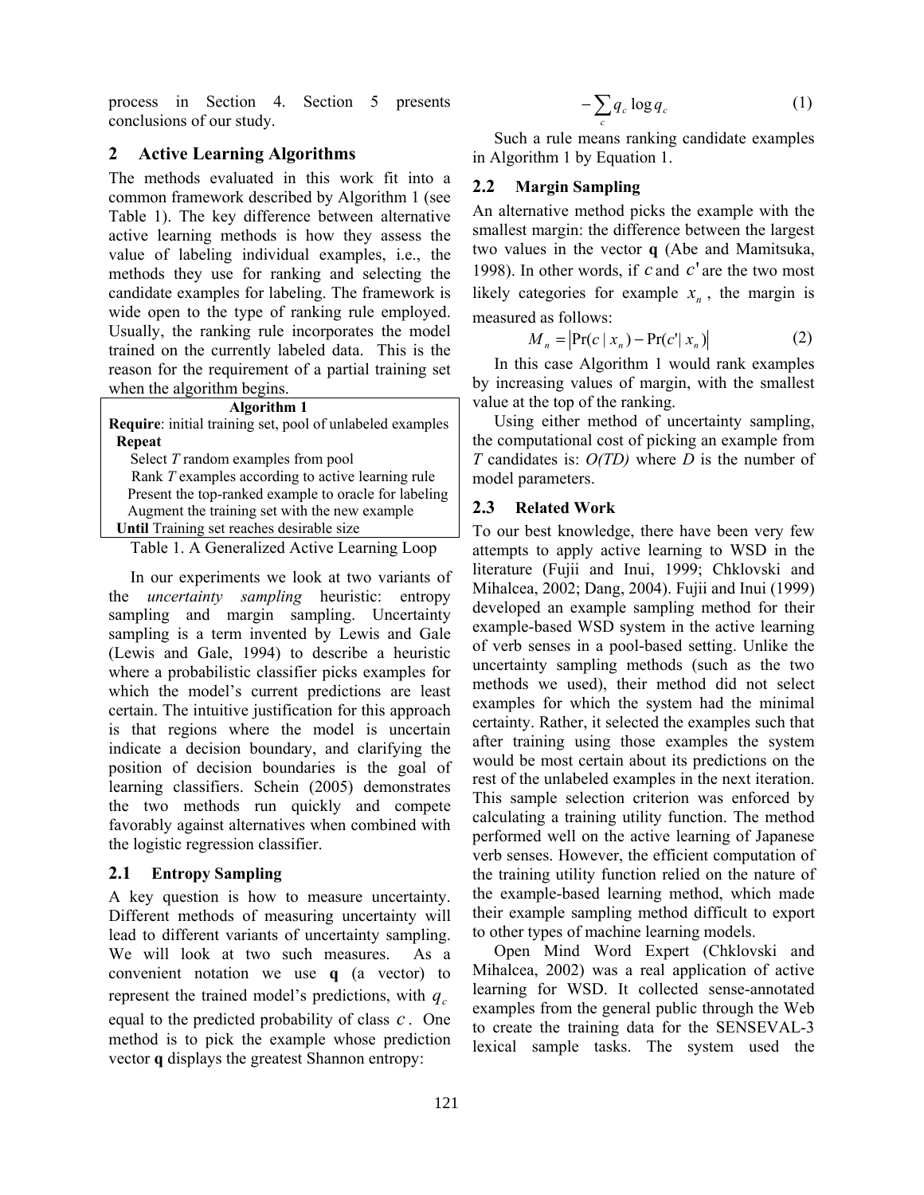process in Section 4. Section 5 presents conclusions of our study.

## 2 Active Learning Algorithms

The methods evaluated in this work fit into a common framework described by Algorithm 1 (see Table 1). The key difference between alternative active learning methods is how they assess the value of labeling individual examples, i.e., the methods they use for ranking and selecting the candidate examples for labeling. The framework is wide open to the type of ranking rule employed. Usually, the ranking rule incorporates the model trained on the currently labeled data. This is the reason for the requirement of a partial training set when the algorithm begins.

| Algorithm 1 |
|---|
| **Require**: initial training set, pool of unlabeled examples |
| **Repeat** |
| Select *T* random examples from pool |
| Rank *T* examples according to active learning rule |
| Present the top-ranked example to oracle for labeling |
| Augment the training set with the new example |
| **Until** Training set reaches desirable size |

Table 1. A Generalized Active Learning Loop

In our experiments we look at two variants of the *uncertainty sampling* heuristic: entropy sampling and margin sampling. Uncertainty sampling is a term invented by Lewis and Gale (Lewis and Gale, 1994) to describe a heuristic where a probabilistic classifier picks examples for which the model's current predictions are least certain. The intuitive justification for this approach is that regions where the model is uncertain indicate a decision boundary, and clarifying the position of decision boundaries is the goal of learning classifiers. Schein (2005) demonstrates the two methods run quickly and compete favorably against alternatives when combined with the logistic regression classifier.

### 2.1 Entropy Sampling

A key question is how to measure uncertainty. Different methods of measuring uncertainty will lead to different variants of uncertainty sampling. We will look at two such measures. As a convenient notation we use **q** (a vector) to represent the trained model's predictions, with $q_c$ equal to the predicted probability of class $c$. One method is to pick the example whose prediction vector **q** displays the greatest Shannon entropy:

$$-\sum_{c} q_c \log q_c \qquad (1)$$

Such a rule means ranking candidate examples in Algorithm 1 by Equation 1.

### 2.2 Margin Sampling

An alternative method picks the example with the smallest margin: the difference between the largest two values in the vector **q** (Abe and Mamitsuka, 1998). In other words, if $c$ and $c'$ are the two most likely categories for example $x_n$, the margin is measured as follows:

$$M_n = \left|\Pr(c \mid x_n) - \Pr(c' \mid x_n)\right| \qquad (2)$$

In this case Algorithm 1 would rank examples by increasing values of margin, with the smallest value at the top of the ranking.

Using either method of uncertainty sampling, the computational cost of picking an example from $T$ candidates is: $O(TD)$ where $D$ is the number of model parameters.

### 2.3 Related Work

To our best knowledge, there have been very few attempts to apply active learning to WSD in the literature (Fujii and Inui, 1999; Chklovski and Mihalcea, 2002; Dang, 2004). Fujii and Inui (1999) developed an example sampling method for their example-based WSD system in the active learning of verb senses in a pool-based setting. Unlike the uncertainty sampling methods (such as the two methods we used), their method did not select examples for which the system had the minimal certainty. Rather, it selected the examples such that after training using those examples the system would be most certain about its predictions on the rest of the unlabeled examples in the next iteration. This sample selection criterion was enforced by calculating a training utility function. The method performed well on the active learning of Japanese verb senses. However, the efficient computation of the training utility function relied on the nature of the example-based learning method, which made their example sampling method difficult to export to other types of machine learning models.

Open Mind Word Expert (Chklovski and Mihalcea, 2002) was a real application of active learning for WSD. It collected sense-annotated examples from the general public through the Web to create the training data for the SENSEVAL-3 lexical sample tasks. The system used the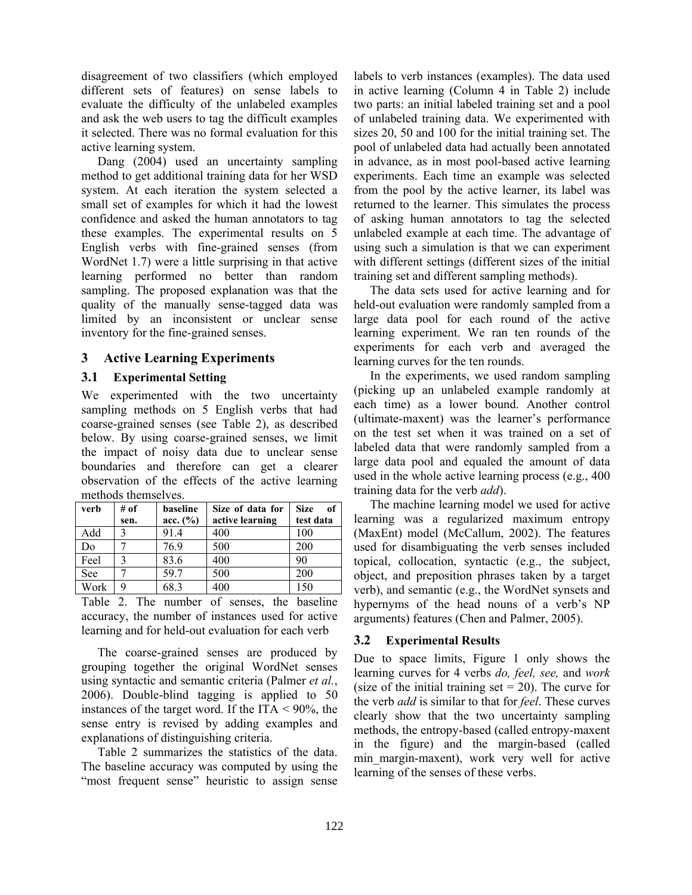disagreement of two classifiers (which employed different sets of features) on sense labels to evaluate the difficulty of the unlabeled examples and ask the web users to tag the difficult examples it selected. There was no formal evaluation for this active learning system.

Dang (2004) used an uncertainty sampling method to get additional training data for her WSD system. At each iteration the system selected a small set of examples for which it had the lowest confidence and asked the human annotators to tag these examples. The experimental results on 5 English verbs with fine-grained senses (from WordNet 1.7) were a little surprising in that active learning performed no better than random sampling. The proposed explanation was that the quality of the manually sense-tagged data was limited by an inconsistent or unclear sense inventory for the fine-grained senses.

## 3 Active Learning Experiments

### 3.1 Experimental Setting

We experimented with the two uncertainty sampling methods on 5 English verbs that had coarse-grained senses (see Table 2), as described below. By using coarse-grained senses, we limit the impact of noisy data due to unclear sense boundaries and therefore can get a clearer observation of the effects of the active learning methods themselves.

| verb | # of sen. | baseline acc. (%) | Size of data for active learning | Size of test data |
|---|---|---|---|---|
| Add | 3 | 91.4 | 400 | 100 |
| Do | 7 | 76.9 | 500 | 200 |
| Feel | 3 | 83.6 | 400 | 90 |
| See | 7 | 59.7 | 500 | 200 |
| Work | 9 | 68.3 | 400 | 150 |

Table 2. The number of senses, the baseline accuracy, the number of instances used for active learning and for held-out evaluation for each verb

The coarse-grained senses are produced by grouping together the original WordNet senses using syntactic and semantic criteria (Palmer *et al.*, 2006). Double-blind tagging is applied to 50 instances of the target word. If the ITA < 90%, the sense entry is revised by adding examples and explanations of distinguishing criteria.

Table 2 summarizes the statistics of the data. The baseline accuracy was computed by using the "most frequent sense" heuristic to assign sense labels to verb instances (examples). The data used in active learning (Column 4 in Table 2) include two parts: an initial labeled training set and a pool of unlabeled training data. We experimented with sizes 20, 50 and 100 for the initial training set. The pool of unlabeled data had actually been annotated in advance, as in most pool-based active learning experiments. Each time an example was selected from the pool by the active learner, its label was returned to the learner. This simulates the process of asking human annotators to tag the selected unlabeled example at each time. The advantage of using such a simulation is that we can experiment with different settings (different sizes of the initial training set and different sampling methods).

The data sets used for active learning and for held-out evaluation were randomly sampled from a large data pool for each round of the active learning experiment. We ran ten rounds of the experiments for each verb and averaged the learning curves for the ten rounds.

In the experiments, we used random sampling (picking up an unlabeled example randomly at each time) as a lower bound. Another control (ultimate-maxent) was the learner's performance on the test set when it was trained on a set of labeled data that were randomly sampled from a large data pool and equaled the amount of data used in the whole active learning process (e.g., 400 training data for the verb *add*).

The machine learning model we used for active learning was a regularized maximum entropy (MaxEnt) model (McCallum, 2002). The features used for disambiguating the verb senses included topical, collocation, syntactic (e.g., the subject, object, and preposition phrases taken by a target verb), and semantic (e.g., the WordNet synsets and hypernyms of the head nouns of a verb's NP arguments) features (Chen and Palmer, 2005).

### 3.2 Experimental Results

Due to space limits, Figure 1 only shows the learning curves for 4 verbs *do, feel, see,* and *work* (size of the initial training set = 20). The curve for the verb *add* is similar to that for *feel*. These curves clearly show that the two uncertainty sampling methods, the entropy-based (called entropy-maxent in the figure) and the margin-based (called min_margin-maxent), work very well for active learning of the senses of these verbs.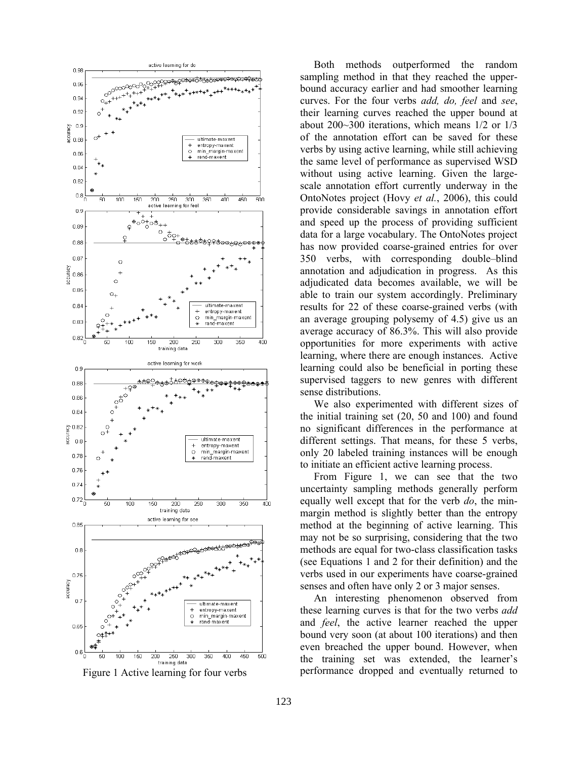Figure 1 Active learning for four verbs

Both methods outperformed the random sampling method in that they reached the upper-bound accuracy earlier and had smoother learning curves. For the four verbs *add, do, feel* and *see*, their learning curves reached the upper bound at about 200~300 iterations, which means 1/2 or 1/3 of the annotation effort can be saved for these verbs by using active learning, while still achieving the same level of performance as supervised WSD without using active learning. Given the large-scale annotation effort currently underway in the OntoNotes project (Hovy *et al.*, 2006), this could provide considerable savings in annotation effort and speed up the process of providing sufficient data for a large vocabulary. The OntoNotes project has now provided coarse-grained entries for over 350 verbs, with corresponding double–blind annotation and adjudication in progress. As this adjudicated data becomes available, we will be able to train our system accordingly. Preliminary results for 22 of these coarse-grained verbs (with an average grouping polysemy of 4.5) give us an average accuracy of 86.3%. This will also provide opportunities for more experiments with active learning, where there are enough instances. Active learning could also be beneficial in porting these supervised taggers to new genres with different sense distributions.

We also experimented with different sizes of the initial training set (20, 50 and 100) and found no significant differences in the performance at different settings. That means, for these 5 verbs, only 20 labeled training instances will be enough to initiate an efficient active learning process.

From Figure 1, we can see that the two uncertainty sampling methods generally perform equally well except that for the verb *do*, the min-margin method is slightly better than the entropy method at the beginning of active learning. This may not be so surprising, considering that the two methods are equal for two-class classification tasks (see Equations 1 and 2 for their definition) and the verbs used in our experiments have coarse-grained senses and often have only 2 or 3 major senses.

An interesting phenomenon observed from these learning curves is that for the two verbs *add* and *feel*, the active learner reached the upper bound very soon (at about 100 iterations) and then even breached the upper bound. However, when the training set was extended, the learner's performance dropped and eventually returned to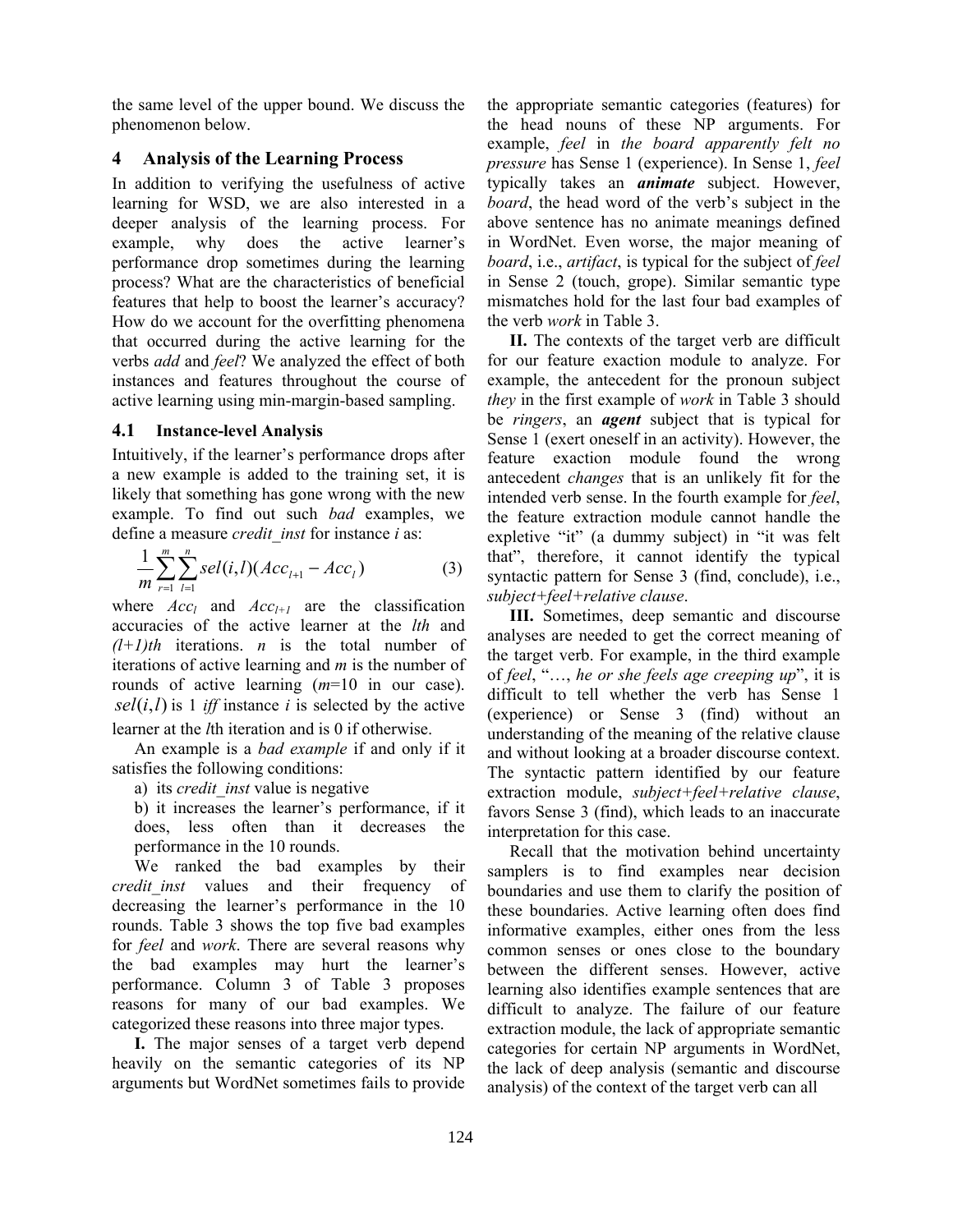the same level of the upper bound. We discuss the phenomenon below.

## 4 Analysis of the Learning Process

In addition to verifying the usefulness of active learning for WSD, we are also interested in a deeper analysis of the learning process. For example, why does the active learner's performance drop sometimes during the learning process? What are the characteristics of beneficial features that help to boost the learner's accuracy? How do we account for the overfitting phenomena that occurred during the active learning for the verbs *add* and *feel*? We analyzed the effect of both instances and features throughout the course of active learning using min-margin-based sampling.

### 4.1 Instance-level Analysis

Intuitively, if the learner's performance drops after a new example is added to the training set, it is likely that something has gone wrong with the new example. To find out such *bad* examples, we define a measure *credit_inst* for instance *i* as:

$$\frac{1}{m}\sum_{r=1}^{m}\sum_{l=1}^{n} sel(i,l)(Acc_{l+1} - Acc_{l}) \qquad (3)$$

where $Acc_l$ and $Acc_{l+1}$ are the classification accuracies of the active learner at the *lth* and *(l+1)th* iterations. *n* is the total number of iterations of active learning and *m* is the number of rounds of active learning (*m*=10 in our case). $sel(i,l)$ is 1 *iff* instance *i* is selected by the active learner at the *l*th iteration and is 0 if otherwise.

An example is a *bad example* if and only if it satisfies the following conditions:

a) its *credit_inst* value is negative

b) it increases the learner's performance, if it does, less often than it decreases the performance in the 10 rounds.

We ranked the bad examples by their *credit_inst* values and their frequency of decreasing the learner's performance in the 10 rounds. Table 3 shows the top five bad examples for *feel* and *work*. There are several reasons why the bad examples may hurt the learner's performance. Column 3 of Table 3 proposes reasons for many of our bad examples. We categorized these reasons into three major types.

**I.** The major senses of a target verb depend heavily on the semantic categories of its NP arguments but WordNet sometimes fails to provide the appropriate semantic categories (features) for the head nouns of these NP arguments. For example, *feel* in *the board apparently felt no pressure* has Sense 1 (experience). In Sense 1, *feel* typically takes an ***animate*** subject. However, *board*, the head word of the verb's subject in the above sentence has no animate meanings defined in WordNet. Even worse, the major meaning of *board*, i.e., *artifact*, is typical for the subject of *feel* in Sense 2 (touch, grope). Similar semantic type mismatches hold for the last four bad examples of the verb *work* in Table 3.

**II.** The contexts of the target verb are difficult for our feature exaction module to analyze. For example, the antecedent for the pronoun subject *they* in the first example of *work* in Table 3 should be *ringers*, an ***agent*** subject that is typical for Sense 1 (exert oneself in an activity). However, the feature exaction module found the wrong antecedent *changes* that is an unlikely fit for the intended verb sense. In the fourth example for *feel*, the feature extraction module cannot handle the expletive "it" (a dummy subject) in "it was felt that", therefore, it cannot identify the typical syntactic pattern for Sense 3 (find, conclude), i.e., *subject+feel+relative clause*.

**III.** Sometimes, deep semantic and discourse analyses are needed to get the correct meaning of the target verb. For example, in the third example of *feel*, "*…, he or she feels age creeping up*", it is difficult to tell whether the verb has Sense 1 (experience) or Sense 3 (find) without an understanding of the meaning of the relative clause and without looking at a broader discourse context. The syntactic pattern identified by our feature extraction module, *subject+feel+relative clause*, favors Sense 3 (find), which leads to an inaccurate interpretation for this case.

Recall that the motivation behind uncertainty samplers is to find examples near decision boundaries and use them to clarify the position of these boundaries. Active learning often does find informative examples, either ones from the less common senses or ones close to the boundary between the different senses. However, active learning also identifies example sentences that are difficult to analyze. The failure of our feature extraction module, the lack of appropriate semantic categories for certain NP arguments in WordNet, the lack of deep analysis (semantic and discourse analysis) of the context of the target verb can all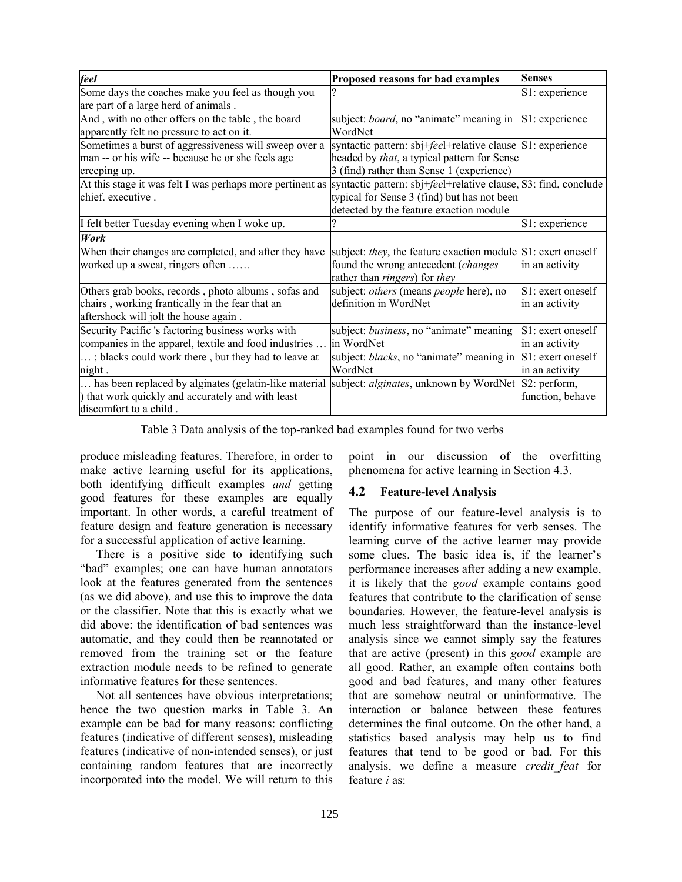| *feel* | **Proposed reasons for bad examples** | **Senses** |
|---|---|---|
| Some days the coaches make you feel as though you are part of a large herd of animals . | ? | S1: experience |
| And , with no other offers on the table , the board apparently felt no pressure to act on it. | subject: *board*, no "animate" meaning in WordNet | S1: experience |
| Sometimes a burst of aggressiveness will sweep over a man -- or his wife -- because he or she feels age creeping up. | syntactic pattern: sbj+*fee*l+relative clause headed by *that*, a typical pattern for Sense 3 (find) rather than Sense 1 (experience) | S1: experience |
| At this stage it was felt I was perhaps more pertinent as chief. executive . | syntactic pattern: sbj+*fee*l+relative clause, typical for Sense 3 (find) but has not been detected by the feature exaction module | S3: find, conclude |
| I felt better Tuesday evening when I woke up. | ? | S1: experience |
| ***Work*** | | |
| When their changes are completed, and after they have worked up a sweat, ringers often …… | subject: *they*, the feature exaction module found the wrong antecedent (*changes* rather than *ringers*) for *they* | S1: exert oneself in an activity |
| Others grab books, records , photo albums , sofas and chairs , working frantically in the fear that an aftershock will jolt the house again . | subject: *others* (means *people* here), no definition in WordNet | S1: exert oneself in an activity |
| Security Pacific 's factoring business works with companies in the apparel, textile and food industries … | subject: *business*, no "animate" meaning in WordNet | S1: exert oneself in an activity |
| … ; blacks could work there , but they had to leave at night . | subject: *blacks*, no "animate" meaning in WordNet | S1: exert oneself in an activity |
| … has been replaced by alginates (gelatin-like material ) that work quickly and accurately and with least discomfort to a child . | subject: *alginates*, unknown by WordNet | S2: perform, function, behave |

Table 3 Data analysis of the top-ranked bad examples found for two verbs

produce misleading features. Therefore, in order to make active learning useful for its applications, both identifying difficult examples *and* getting good features for these examples are equally important. In other words, a careful treatment of feature design and feature generation is necessary for a successful application of active learning.

There is a positive side to identifying such "bad" examples; one can have human annotators look at the features generated from the sentences (as we did above), and use this to improve the data or the classifier. Note that this is exactly what we did above: the identification of bad sentences was automatic, and they could then be reannotated or removed from the training set or the feature extraction module needs to be refined to generate informative features for these sentences.

Not all sentences have obvious interpretations; hence the two question marks in Table 3. An example can be bad for many reasons: conflicting features (indicative of different senses), misleading features (indicative of non-intended senses), or just containing random features that are incorrectly incorporated into the model. We will return to this point in our discussion of the overfitting phenomena for active learning in Section 4.3.

## 4.2 Feature-level Analysis

The purpose of our feature-level analysis is to identify informative features for verb senses. The learning curve of the active learner may provide some clues. The basic idea is, if the learner's performance increases after adding a new example, it is likely that the *good* example contains good features that contribute to the clarification of sense boundaries. However, the feature-level analysis is much less straightforward than the instance-level analysis since we cannot simply say the features that are active (present) in this *good* example are all good. Rather, an example often contains both good and bad features, and many other features that are somehow neutral or uninformative. The interaction or balance between these features determines the final outcome. On the other hand, a statistics based analysis may help us to find features that tend to be good or bad. For this analysis, we define a measure *credit_feat* for feature *i* as: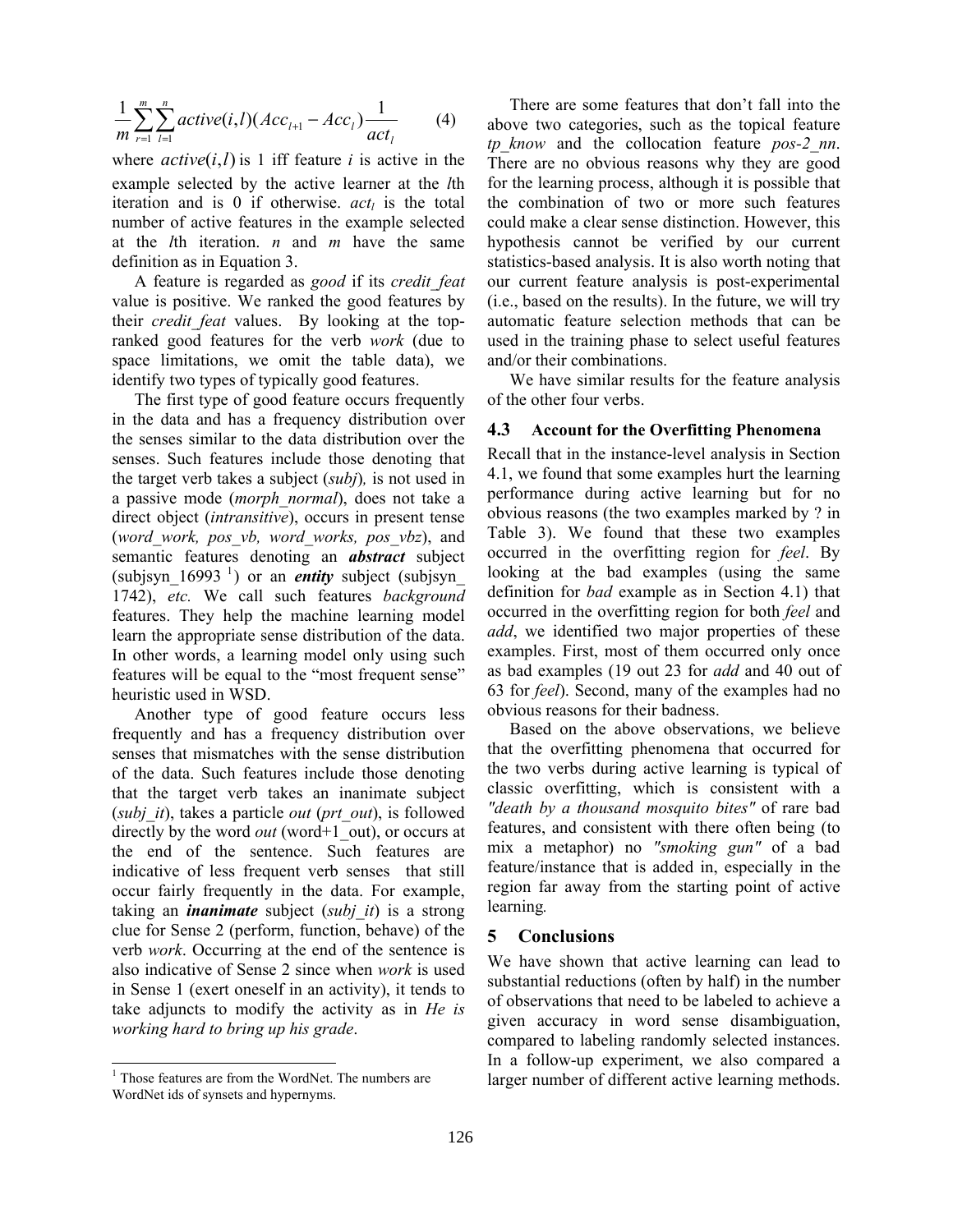$$\frac{1}{m}\sum_{r=1}^{m}\sum_{l=1}^{n} active(i,l)(Acc_{l+1} - Acc_l)\frac{1}{act_l} \qquad (4)$$

where $active(i,l)$ is 1 iff feature $i$ is active in the example selected by the active learner at the $l$th iteration and is 0 if otherwise. $act_l$ is the total number of active features in the example selected at the $l$th iteration. $n$ and $m$ have the same definition as in Equation 3.

A feature is regarded as *good* if its *credit_feat* value is positive. We ranked the good features by their *credit_feat* values. By looking at the top-ranked good features for the verb *work* (due to space limitations, we omit the table data), we identify two types of typically good features.

The first type of good feature occurs frequently in the data and has a frequency distribution over the senses similar to the data distribution over the senses. Such features include those denoting that the target verb takes a subject (*subj*), is not used in a passive mode (*morph_normal*), does not take a direct object (*intransitive*), occurs in present tense (*word_work, pos_vb, word_works, pos_vbz*), and semantic features denoting an ***abstract*** subject (subjsyn_16993 [1]) or an ***entity*** subject (subjsyn_1742), *etc.* We call such features *background* features. They help the machine learning model learn the appropriate sense distribution of the data. In other words, a learning model only using such features will be equal to the "most frequent sense" heuristic used in WSD.

Another type of good feature occurs less frequently and has a frequency distribution over senses that mismatches with the sense distribution of the data. Such features include those denoting that the target verb takes an inanimate subject (*subj_it*), takes a particle *out* (*prt_out*), is followed directly by the word *out* (word+1_out), or occurs at the end of the sentence. Such features are indicative of less frequent verb senses that still occur fairly frequently in the data. For example, taking an ***inanimate*** subject (*subj_it*) is a strong clue for Sense 2 (perform, function, behave) of the verb *work*. Occurring at the end of the sentence is also indicative of Sense 2 since when *work* is used in Sense 1 (exert oneself in an activity), it tends to take adjuncts to modify the activity as in *He is working hard to bring up his grade*.

[1] Those features are from the WordNet. The numbers are WordNet ids of synsets and hypernyms.

There are some features that don't fall into the above two categories, such as the topical feature *tp_know* and the collocation feature *pos-2_nn*. There are no obvious reasons why they are good for the learning process, although it is possible that the combination of two or more such features could make a clear sense distinction. However, this hypothesis cannot be verified by our current statistics-based analysis. It is also worth noting that our current feature analysis is post-experimental (i.e., based on the results). In the future, we will try automatic feature selection methods that can be used in the training phase to select useful features and/or their combinations.

We have similar results for the feature analysis of the other four verbs.

### 4.3 Account for the Overfitting Phenomena

Recall that in the instance-level analysis in Section 4.1, we found that some examples hurt the learning performance during active learning but for no obvious reasons (the two examples marked by ? in Table 3). We found that these two examples occurred in the overfitting region for *feel*. By looking at the bad examples (using the same definition for *bad* example as in Section 4.1) that occurred in the overfitting region for both *feel* and *add*, we identified two major properties of these examples. First, most of them occurred only once as bad examples (19 out 23 for *add* and 40 out of 63 for *feel*). Second, many of the examples had no obvious reasons for their badness.

Based on the above observations, we believe that the overfitting phenomena that occurred for the two verbs during active learning is typical of classic overfitting, which is consistent with a *"death by a thousand mosquito bites"* of rare bad features, and consistent with there often being (to mix a metaphor) no *"smoking gun"* of a bad feature/instance that is added in, especially in the region far away from the starting point of active learning.

## 5 Conclusions

We have shown that active learning can lead to substantial reductions (often by half) in the number of observations that need to be labeled to achieve a given accuracy in word sense disambiguation, compared to labeling randomly selected instances. In a follow-up experiment, we also compared a larger number of different active learning methods.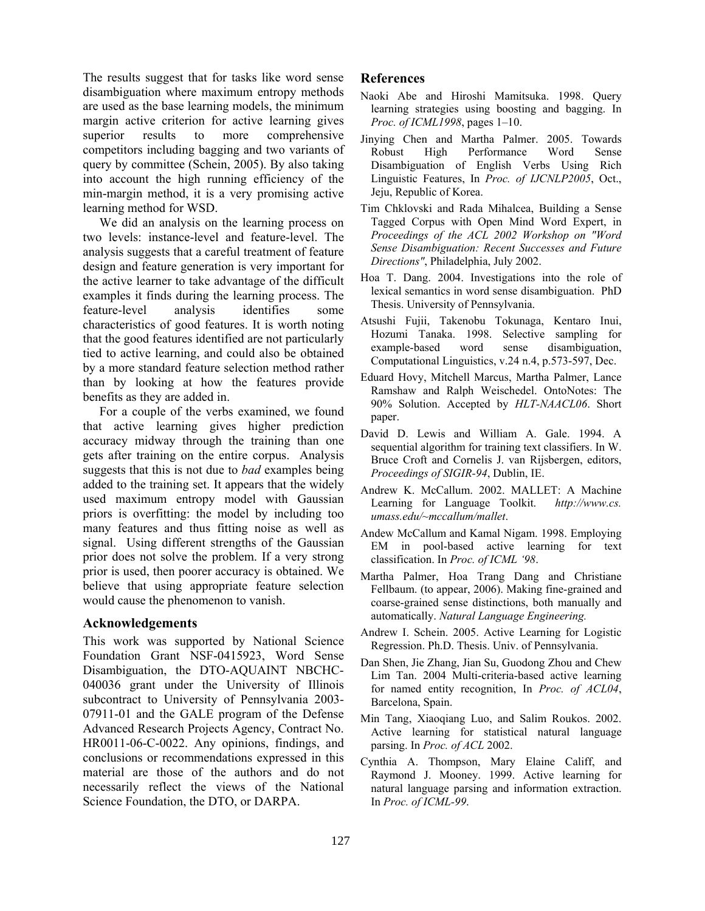The results suggest that for tasks like word sense disambiguation where maximum entropy methods are used as the base learning models, the minimum margin active criterion for active learning gives superior results to more comprehensive competitors including bagging and two variants of query by committee (Schein, 2005). By also taking into account the high running efficiency of the min-margin method, it is a very promising active learning method for WSD.

We did an analysis on the learning process on two levels: instance-level and feature-level. The analysis suggests that a careful treatment of feature design and feature generation is very important for the active learner to take advantage of the difficult examples it finds during the learning process. The feature-level analysis identifies some characteristics of good features. It is worth noting that the good features identified are not particularly tied to active learning, and could also be obtained by a more standard feature selection method rather than by looking at how the features provide benefits as they are added in.

For a couple of the verbs examined, we found that active learning gives higher prediction accuracy midway through the training than one gets after training on the entire corpus. Analysis suggests that this is not due to *bad* examples being added to the training set. It appears that the widely used maximum entropy model with Gaussian priors is overfitting: the model by including too many features and thus fitting noise as well as signal. Using different strengths of the Gaussian prior does not solve the problem. If a very strong prior is used, then poorer accuracy is obtained. We believe that using appropriate feature selection would cause the phenomenon to vanish.

## Acknowledgements

This work was supported by National Science Foundation Grant NSF-0415923, Word Sense Disambiguation, the DTO-AQUAINT NBCHC-040036 grant under the University of Illinois subcontract to University of Pennsylvania 2003-07911-01 and the GALE program of the Defense Advanced Research Projects Agency, Contract No. HR0011-06-C-0022. Any opinions, findings, and conclusions or recommendations expressed in this material are those of the authors and do not necessarily reflect the views of the National Science Foundation, the DTO, or DARPA.

## References

Naoki Abe and Hiroshi Mamitsuka. 1998. Query learning strategies using boosting and bagging. In *Proc. of ICML1998*, pages 1–10.

Jinying Chen and Martha Palmer. 2005. Towards Robust High Performance Word Sense Disambiguation of English Verbs Using Rich Linguistic Features, In *Proc. of IJCNLP2005*, Oct., Jeju, Republic of Korea.

Tim Chklovski and Rada Mihalcea, Building a Sense Tagged Corpus with Open Mind Word Expert, in *Proceedings of the ACL 2002 Workshop on "Word Sense Disambiguation: Recent Successes and Future Directions"*, Philadelphia, July 2002.

Hoa T. Dang. 2004. Investigations into the role of lexical semantics in word sense disambiguation. PhD Thesis. University of Pennsylvania.

Atsushi Fujii, Takenobu Tokunaga, Kentaro Inui, Hozumi Tanaka. 1998. Selective sampling for example-based word sense disambiguation, Computational Linguistics, v.24 n.4, p.573-597, Dec.

Eduard Hovy, Mitchell Marcus, Martha Palmer, Lance Ramshaw and Ralph Weischedel. OntoNotes: The 90% Solution. Accepted by *HLT-NAACL06*. Short paper.

David D. Lewis and William A. Gale. 1994. A sequential algorithm for training text classifiers. In W. Bruce Croft and Cornelis J. van Rijsbergen, editors, *Proceedings of SIGIR-94*, Dublin, IE.

Andrew K. McCallum. 2002. MALLET: A Machine Learning for Language Toolkit. *http://www.cs.umass.edu/~mccallum/mallet*.

Andew McCallum and Kamal Nigam. 1998. Employing EM in pool-based active learning for text classification. In *Proc. of ICML '98*.

Martha Palmer, Hoa Trang Dang and Christiane Fellbaum. (to appear, 2006). Making fine-grained and coarse-grained sense distinctions, both manually and automatically. *Natural Language Engineering.*

Andrew I. Schein. 2005. Active Learning for Logistic Regression. Ph.D. Thesis. Univ. of Pennsylvania.

Dan Shen, Jie Zhang, Jian Su, Guodong Zhou and Chew Lim Tan. 2004 Multi-criteria-based active learning for named entity recognition, In *Proc. of ACL04*, Barcelona, Spain.

Min Tang, Xiaoqiang Luo, and Salim Roukos. 2002. Active learning for statistical natural language parsing. In *Proc. of ACL* 2002.

Cynthia A. Thompson, Mary Elaine Califf, and Raymond J. Mooney. 1999. Active learning for natural language parsing and information extraction. In *Proc. of ICML-99*.